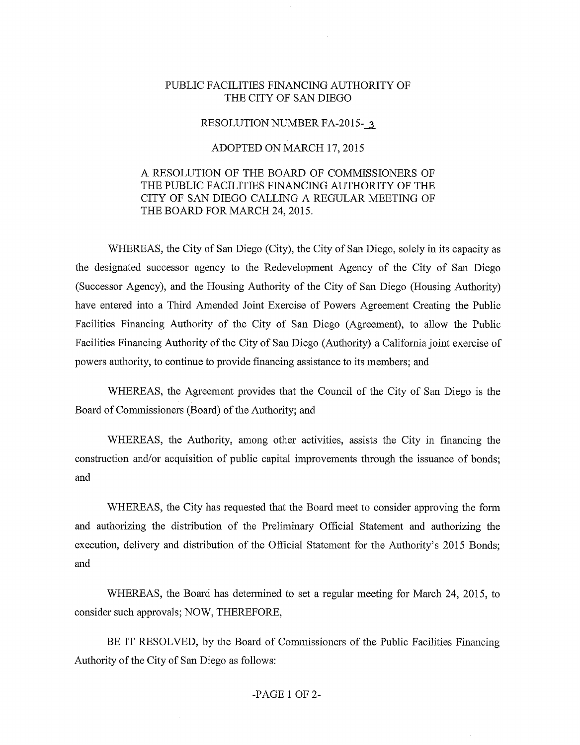# PUBLIC FACILITIES FINANCING AUTHORITY OF THE CITY OF SAN DIEGO

## RESOLUTION NUMBER FA-2015-3

## ADOPTED ON MARCH 17, 2015

A RESOLUTION OF THE BOARD OF COMMISSIONERS OF THE PUBLIC FACILITIES FINANCING AUTHORITY OF THE CITY OF SAN DIEGO CALLING A REGULAR MEETING OF THE BOARD FOR MARCH 24, 2015.

WHEREAS, the City of San Diego (City), the City of San Diego, solely in its capacity as the designated successor agency to the Redevelopment Agency of the City of San Diego (Successor Agency), and the Housing Authority of the City of San Diego (Housing Authority) have entered into a Third Amended Joint Exercise of Powers Agreement Creating the Public Facilities Financing Authority of the City of San Diego (Agreement), to allow the Public Facilities Financing Authority of the City of San Diego (Authority) a California joint exercise of powers authority, to continue to provide financing assistance to its members; and

WHEREAS, the Agreement provides that the Council of the City of San Diego is the Board of Commissioners (Board) of the Authority; and

WHEREAS, the Authority, among other activities, assists the City in financing the construction and/or acquisition of public capital improvements through the issuance of bonds; and

WHEREAS, the City has requested that the Board meet to consider approving the form and authorizing the distribution of the Preliminary Official Statement and authorizing the execution, delivery and distribution of the Official Statement for the Authority's 2015 Bonds; and

WHEREAS, the Board has determined to set a regular meeting for March 24, 2015, to consider such approvals; NOW, THEREFORE,

BE IT RESOLVED, by the Board of Commissioners of the Public Facilities Financing Authority of the City of San Diego as follows: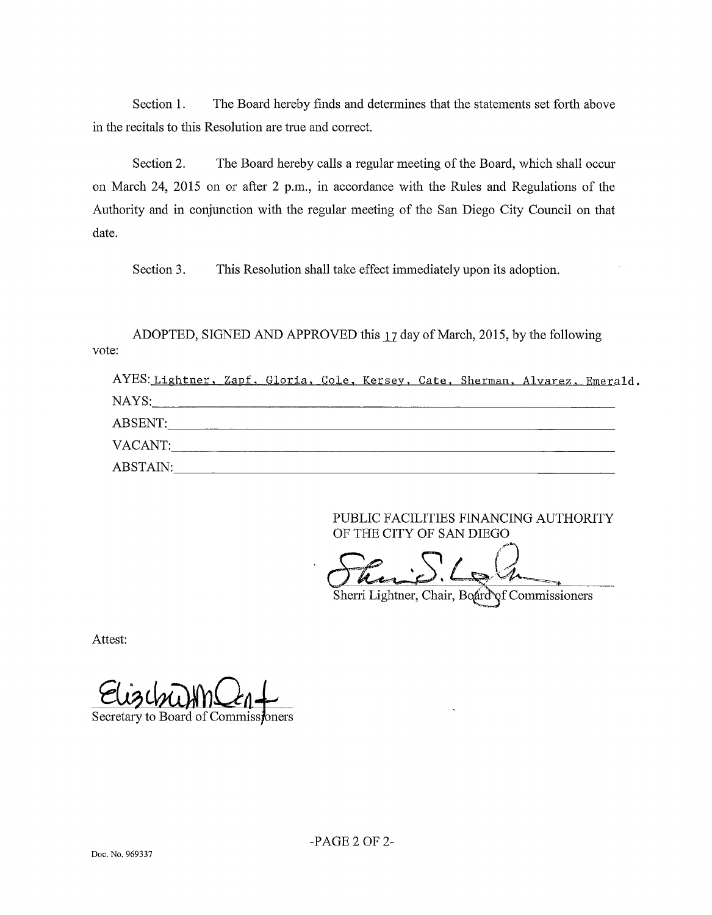Section 1. The Board hereby finds and determines that the statements set forth above in the recitals to this Resolution are true and correct.

Section 2. The Board hereby calls a regular meeting of the Board, which shall occur on March 24, 2015 on or after 2 p.m., in accordance with the Rules and Regulations of the Authority and in conjunction with the regular meeting of the San Diego City Council on that date.

Section 3. This Resolution shall take effect immediately upon its adoption.

ADOPTED, SIGNED AND APPROVED this 17 day of March, 2015, by the following vote:

AYES: Lightner, Zapf, Gloria, Cole, Kersey, Cate, Sherman, Alvarez, Emerald.

NAYS: \_\_\_\_\_\_\_\_\_\_

ABSENT: \_\_\_\_\_\_\_\_\_\_

VACANT: \_\_\_\_\_\_\_\_\_\_

ABSTAIN: \_\_\_\_\_\_\_\_\_\_

PUBLIC FACILITIES FINANCING AUTHORITY
OF THE CITY OF SAN DIEGO

Sherri Lightner, Chair, Board of Commissioners

Attest:

Secretary to Board of Commissioners

Doc. No. 969337